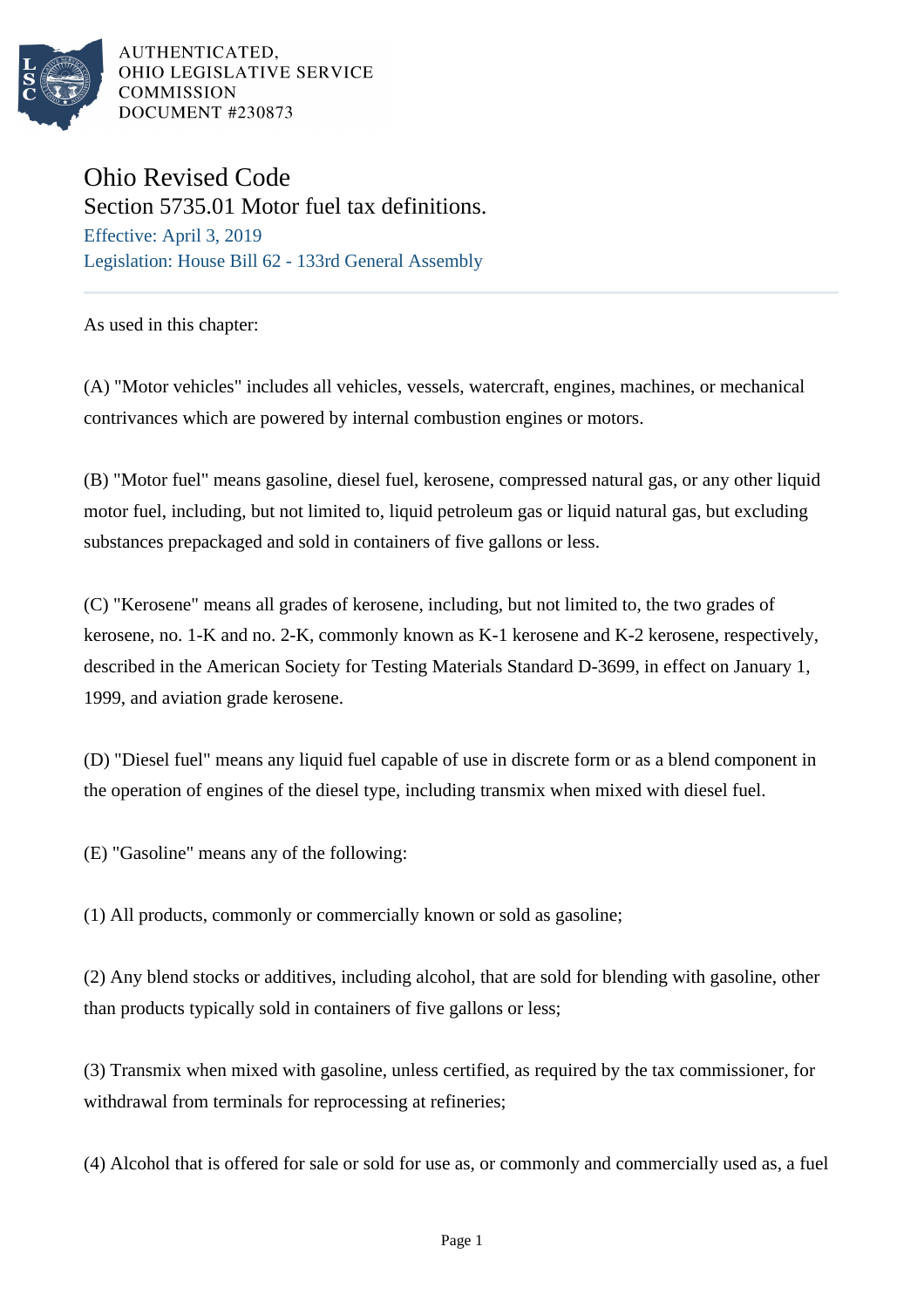AUTHENTICATED,
OHIO LEGISLATIVE SERVICE
COMMISSION
DOCUMENT #230873

# Ohio Revised Code

## Section 5735.01 Motor fuel tax definitions.

Effective: April 3, 2019

Legislation: House Bill 62 - 133rd General Assembly

As used in this chapter:

(A) "Motor vehicles" includes all vehicles, vessels, watercraft, engines, machines, or mechanical contrivances which are powered by internal combustion engines or motors.

(B) "Motor fuel" means gasoline, diesel fuel, kerosene, compressed natural gas, or any other liquid motor fuel, including, but not limited to, liquid petroleum gas or liquid natural gas, but excluding substances prepackaged and sold in containers of five gallons or less.

(C) "Kerosene" means all grades of kerosene, including, but not limited to, the two grades of kerosene, no. 1-K and no. 2-K, commonly known as K-1 kerosene and K-2 kerosene, respectively, described in the American Society for Testing Materials Standard D-3699, in effect on January 1, 1999, and aviation grade kerosene.

(D) "Diesel fuel" means any liquid fuel capable of use in discrete form or as a blend component in the operation of engines of the diesel type, including transmix when mixed with diesel fuel.

(E) "Gasoline" means any of the following:

(1) All products, commonly or commercially known or sold as gasoline;

(2) Any blend stocks or additives, including alcohol, that are sold for blending with gasoline, other than products typically sold in containers of five gallons or less;

(3) Transmix when mixed with gasoline, unless certified, as required by the tax commissioner, for withdrawal from terminals for reprocessing at refineries;

(4) Alcohol that is offered for sale or sold for use as, or commonly and commercially used as, a fuel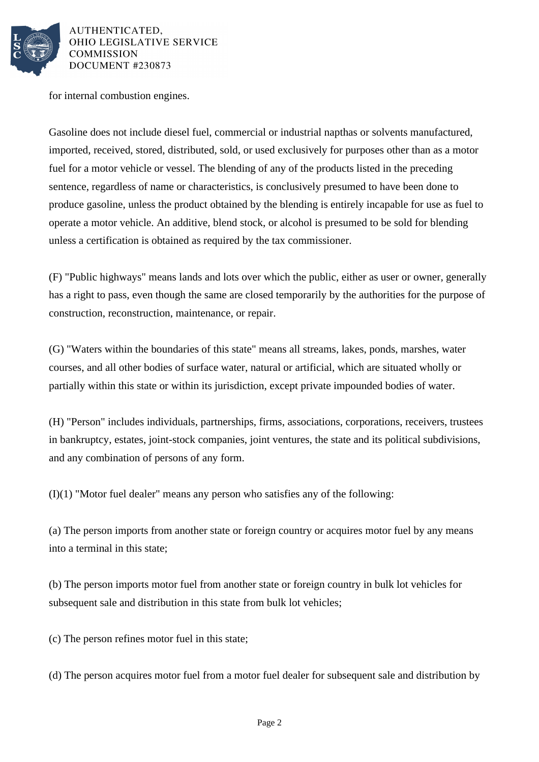for internal combustion engines.

Gasoline does not include diesel fuel, commercial or industrial napthas or solvents manufactured, imported, received, stored, distributed, sold, or used exclusively for purposes other than as a motor fuel for a motor vehicle or vessel. The blending of any of the products listed in the preceding sentence, regardless of name or characteristics, is conclusively presumed to have been done to produce gasoline, unless the product obtained by the blending is entirely incapable for use as fuel to operate a motor vehicle. An additive, blend stock, or alcohol is presumed to be sold for blending unless a certification is obtained as required by the tax commissioner.

(F) "Public highways" means lands and lots over which the public, either as user or owner, generally has a right to pass, even though the same are closed temporarily by the authorities for the purpose of construction, reconstruction, maintenance, or repair.

(G) "Waters within the boundaries of this state" means all streams, lakes, ponds, marshes, water courses, and all other bodies of surface water, natural or artificial, which are situated wholly or partially within this state or within its jurisdiction, except private impounded bodies of water.

(H) "Person" includes individuals, partnerships, firms, associations, corporations, receivers, trustees in bankruptcy, estates, joint-stock companies, joint ventures, the state and its political subdivisions, and any combination of persons of any form.

(I)(1) "Motor fuel dealer" means any person who satisfies any of the following:

(a) The person imports from another state or foreign country or acquires motor fuel by any means into a terminal in this state;

(b) The person imports motor fuel from another state or foreign country in bulk lot vehicles for subsequent sale and distribution in this state from bulk lot vehicles;

(c) The person refines motor fuel in this state;

(d) The person acquires motor fuel from a motor fuel dealer for subsequent sale and distribution by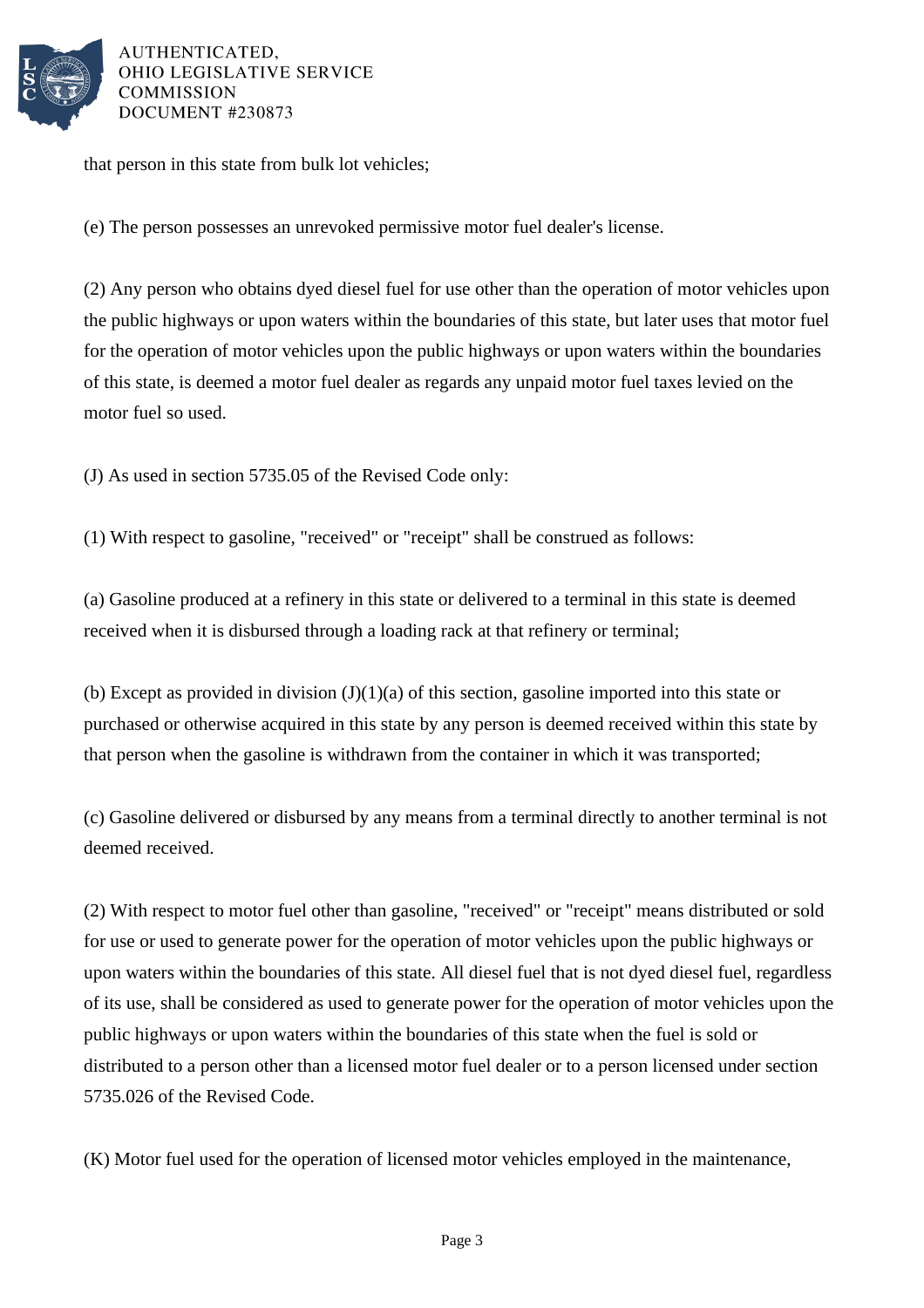that person in this state from bulk lot vehicles;

(e) The person possesses an unrevoked permissive motor fuel dealer's license.

(2) Any person who obtains dyed diesel fuel for use other than the operation of motor vehicles upon the public highways or upon waters within the boundaries of this state, but later uses that motor fuel for the operation of motor vehicles upon the public highways or upon waters within the boundaries of this state, is deemed a motor fuel dealer as regards any unpaid motor fuel taxes levied on the motor fuel so used.

(J) As used in section 5735.05 of the Revised Code only:

(1) With respect to gasoline, "received" or "receipt" shall be construed as follows:

(a) Gasoline produced at a refinery in this state or delivered to a terminal in this state is deemed received when it is disbursed through a loading rack at that refinery or terminal;

(b) Except as provided in division (J)(1)(a) of this section, gasoline imported into this state or purchased or otherwise acquired in this state by any person is deemed received within this state by that person when the gasoline is withdrawn from the container in which it was transported;

(c) Gasoline delivered or disbursed by any means from a terminal directly to another terminal is not deemed received.

(2) With respect to motor fuel other than gasoline, "received" or "receipt" means distributed or sold for use or used to generate power for the operation of motor vehicles upon the public highways or upon waters within the boundaries of this state. All diesel fuel that is not dyed diesel fuel, regardless of its use, shall be considered as used to generate power for the operation of motor vehicles upon the public highways or upon waters within the boundaries of this state when the fuel is sold or distributed to a person other than a licensed motor fuel dealer or to a person licensed under section 5735.026 of the Revised Code.

(K) Motor fuel used for the operation of licensed motor vehicles employed in the maintenance,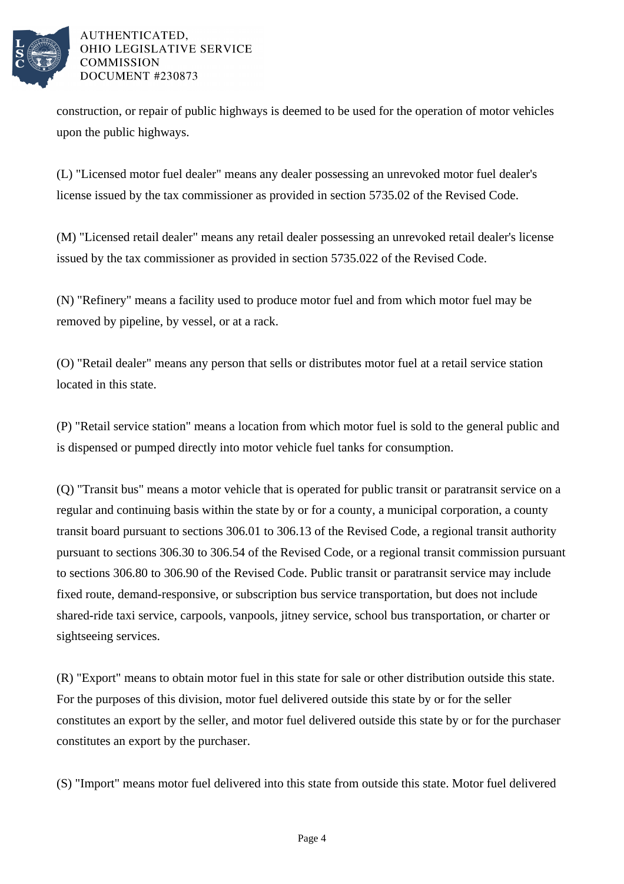construction, or repair of public highways is deemed to be used for the operation of motor vehicles upon the public highways.

(L) "Licensed motor fuel dealer" means any dealer possessing an unrevoked motor fuel dealer's license issued by the tax commissioner as provided in section 5735.02 of the Revised Code.

(M) "Licensed retail dealer" means any retail dealer possessing an unrevoked retail dealer's license issued by the tax commissioner as provided in section 5735.022 of the Revised Code.

(N) "Refinery" means a facility used to produce motor fuel and from which motor fuel may be removed by pipeline, by vessel, or at a rack.

(O) "Retail dealer" means any person that sells or distributes motor fuel at a retail service station located in this state.

(P) "Retail service station" means a location from which motor fuel is sold to the general public and is dispensed or pumped directly into motor vehicle fuel tanks for consumption.

(Q) "Transit bus" means a motor vehicle that is operated for public transit or paratransit service on a regular and continuing basis within the state by or for a county, a municipal corporation, a county transit board pursuant to sections 306.01 to 306.13 of the Revised Code, a regional transit authority pursuant to sections 306.30 to 306.54 of the Revised Code, or a regional transit commission pursuant to sections 306.80 to 306.90 of the Revised Code. Public transit or paratransit service may include fixed route, demand-responsive, or subscription bus service transportation, but does not include shared-ride taxi service, carpools, vanpools, jitney service, school bus transportation, or charter or sightseeing services.

(R) "Export" means to obtain motor fuel in this state for sale or other distribution outside this state. For the purposes of this division, motor fuel delivered outside this state by or for the seller constitutes an export by the seller, and motor fuel delivered outside this state by or for the purchaser constitutes an export by the purchaser.

(S) "Import" means motor fuel delivered into this state from outside this state. Motor fuel delivered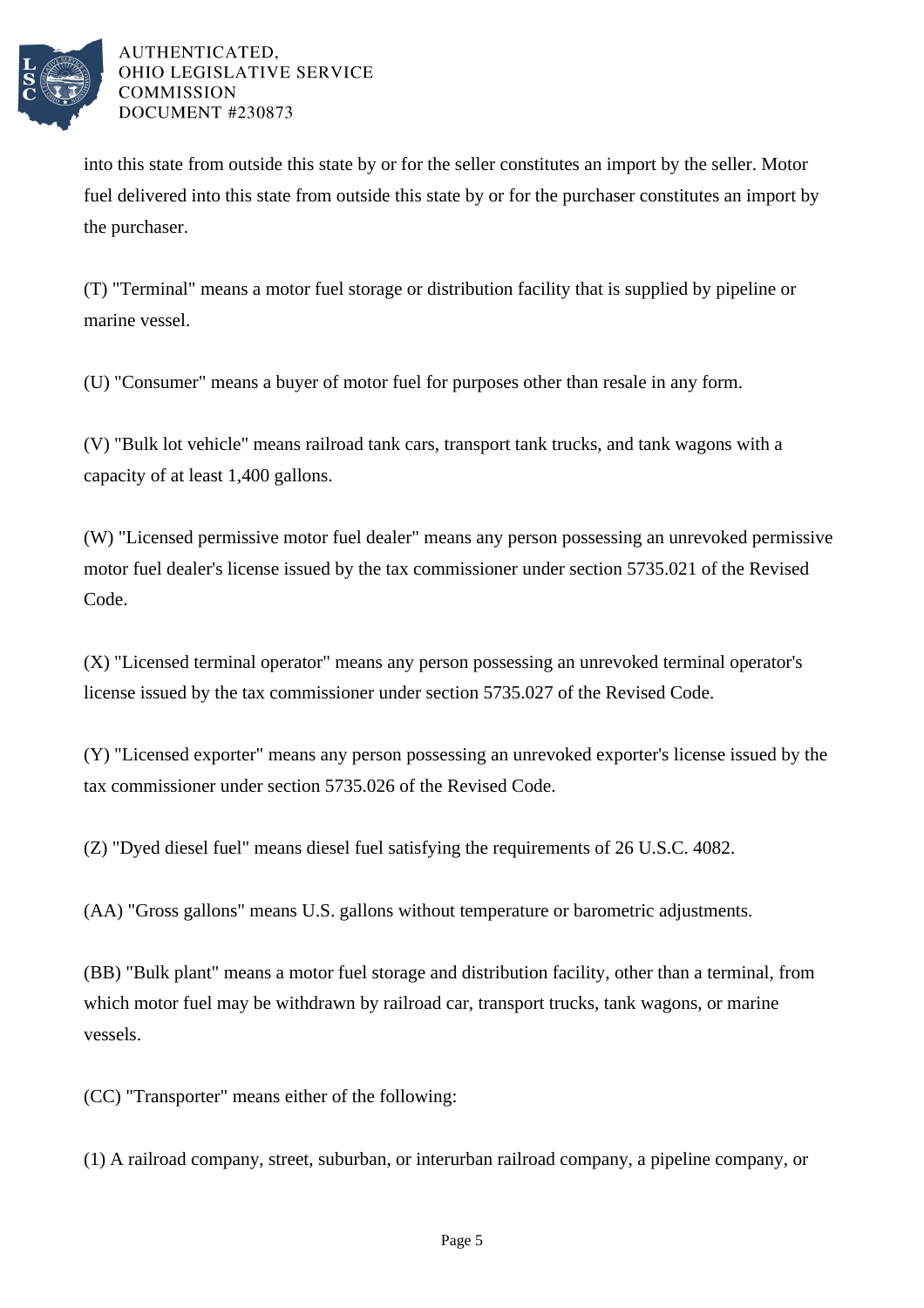into this state from outside this state by or for the seller constitutes an import by the seller. Motor fuel delivered into this state from outside this state by or for the purchaser constitutes an import by the purchaser.

(T) "Terminal" means a motor fuel storage or distribution facility that is supplied by pipeline or marine vessel.

(U) "Consumer" means a buyer of motor fuel for purposes other than resale in any form.

(V) "Bulk lot vehicle" means railroad tank cars, transport tank trucks, and tank wagons with a capacity of at least 1,400 gallons.

(W) "Licensed permissive motor fuel dealer" means any person possessing an unrevoked permissive motor fuel dealer's license issued by the tax commissioner under section 5735.021 of the Revised Code.

(X) "Licensed terminal operator" means any person possessing an unrevoked terminal operator's license issued by the tax commissioner under section 5735.027 of the Revised Code.

(Y) "Licensed exporter" means any person possessing an unrevoked exporter's license issued by the tax commissioner under section 5735.026 of the Revised Code.

(Z) "Dyed diesel fuel" means diesel fuel satisfying the requirements of 26 U.S.C. 4082.

(AA) "Gross gallons" means U.S. gallons without temperature or barometric adjustments.

(BB) "Bulk plant" means a motor fuel storage and distribution facility, other than a terminal, from which motor fuel may be withdrawn by railroad car, transport trucks, tank wagons, or marine vessels.

(CC) "Transporter" means either of the following:

(1) A railroad company, street, suburban, or interurban railroad company, a pipeline company, or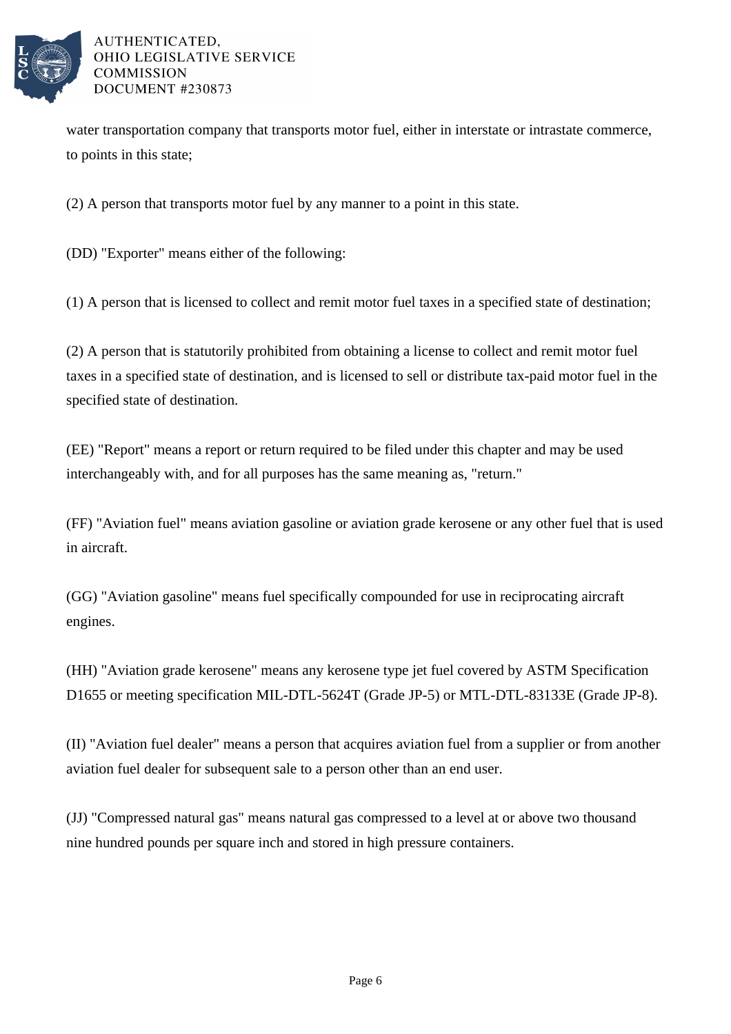water transportation company that transports motor fuel, either in interstate or intrastate commerce, to points in this state;

(2) A person that transports motor fuel by any manner to a point in this state.

(DD) "Exporter" means either of the following:

(1) A person that is licensed to collect and remit motor fuel taxes in a specified state of destination;

(2) A person that is statutorily prohibited from obtaining a license to collect and remit motor fuel taxes in a specified state of destination, and is licensed to sell or distribute tax-paid motor fuel in the specified state of destination.

(EE) "Report" means a report or return required to be filed under this chapter and may be used interchangeably with, and for all purposes has the same meaning as, "return."

(FF) "Aviation fuel" means aviation gasoline or aviation grade kerosene or any other fuel that is used in aircraft.

(GG) "Aviation gasoline" means fuel specifically compounded for use in reciprocating aircraft engines.

(HH) "Aviation grade kerosene" means any kerosene type jet fuel covered by ASTM Specification D1655 or meeting specification MIL-DTL-5624T (Grade JP-5) or MTL-DTL-83133E (Grade JP-8).

(II) "Aviation fuel dealer" means a person that acquires aviation fuel from a supplier or from another aviation fuel dealer for subsequent sale to a person other than an end user.

(JJ) "Compressed natural gas" means natural gas compressed to a level at or above two thousand nine hundred pounds per square inch and stored in high pressure containers.